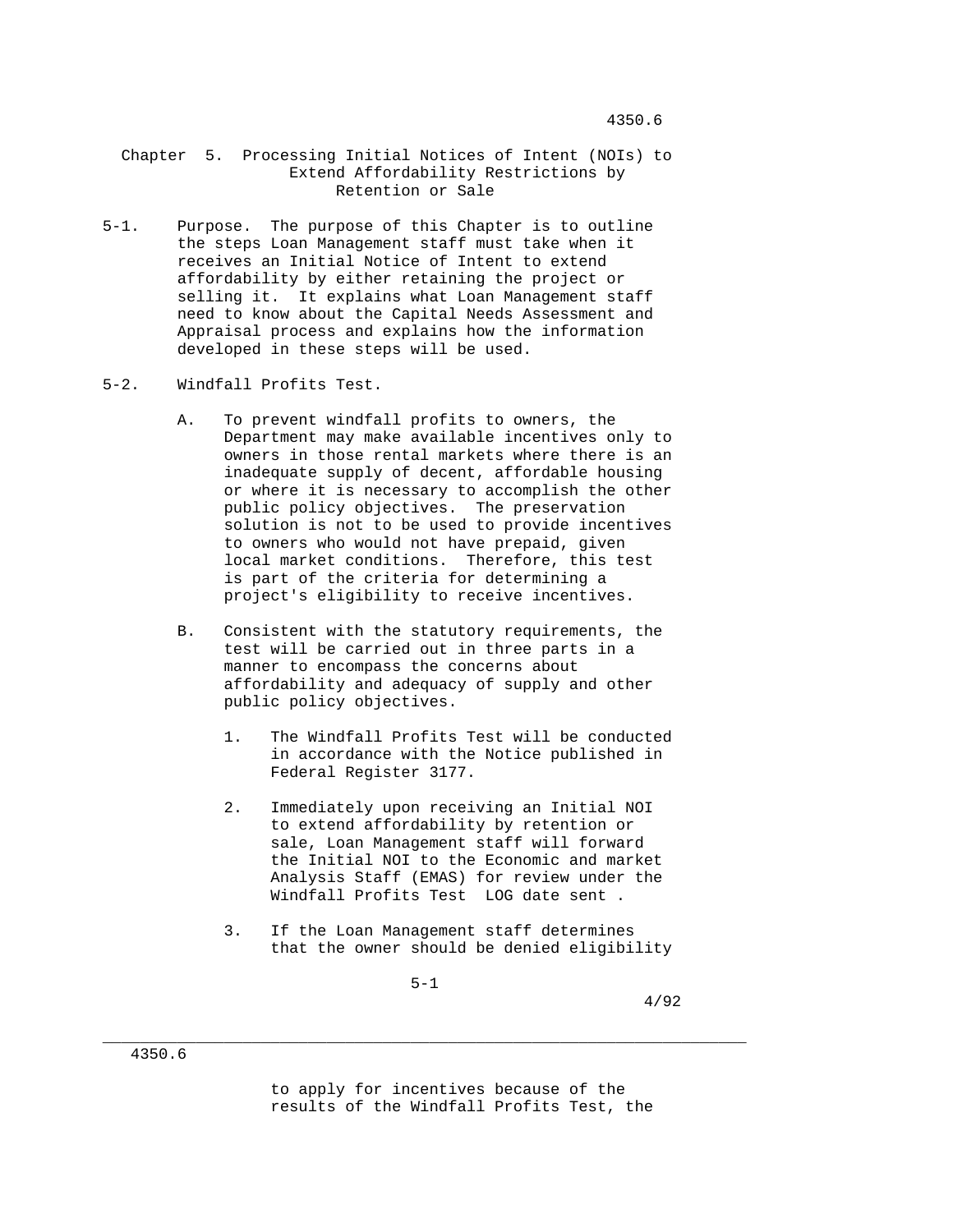# Chapter 5. Processing Initial Notices of Intent (NOIs) to Extend Affordability Restrictions by Retention or Sale

5-1. Purpose. The purpose of this Chapter is to outline the steps Loan Management staff must take when it receives an Initial Notice of Intent to extend affordability by either retaining the project or selling it. It explains what Loan Management staff need to know about the Capital Needs Assessment and Appraisal process and explains how the information developed in these steps will be used.

5-2. Windfall Profits Test.

A. To prevent windfall profits to owners, the Department may make available incentives only to owners in those rental markets where there is an inadequate supply of decent, affordable housing or where it is necessary to accomplish the other public policy objectives. The preservation solution is not to be used to provide incentives to owners who would not have prepaid, given local market conditions. Therefore, this test is part of the criteria for determining a project's eligibility to receive incentives.

B. Consistent with the statutory requirements, the test will be carried out in three parts in a manner to encompass the concerns about affordability and adequacy of supply and other public policy objectives.

1. The Windfall Profits Test will be conducted in accordance with the Notice published in Federal Register 3177.

2. Immediately upon receiving an Initial NOI to extend affordability by retention or sale, Loan Management staff will forward the Initial NOI to the Economic and market Analysis Staff (EMAS) for review under the Windfall Profits Test LOG date sent .

3. If the Loan Management staff determines that the owner should be denied eligibility to apply for incentives because of the results of the Windfall Profits Test, the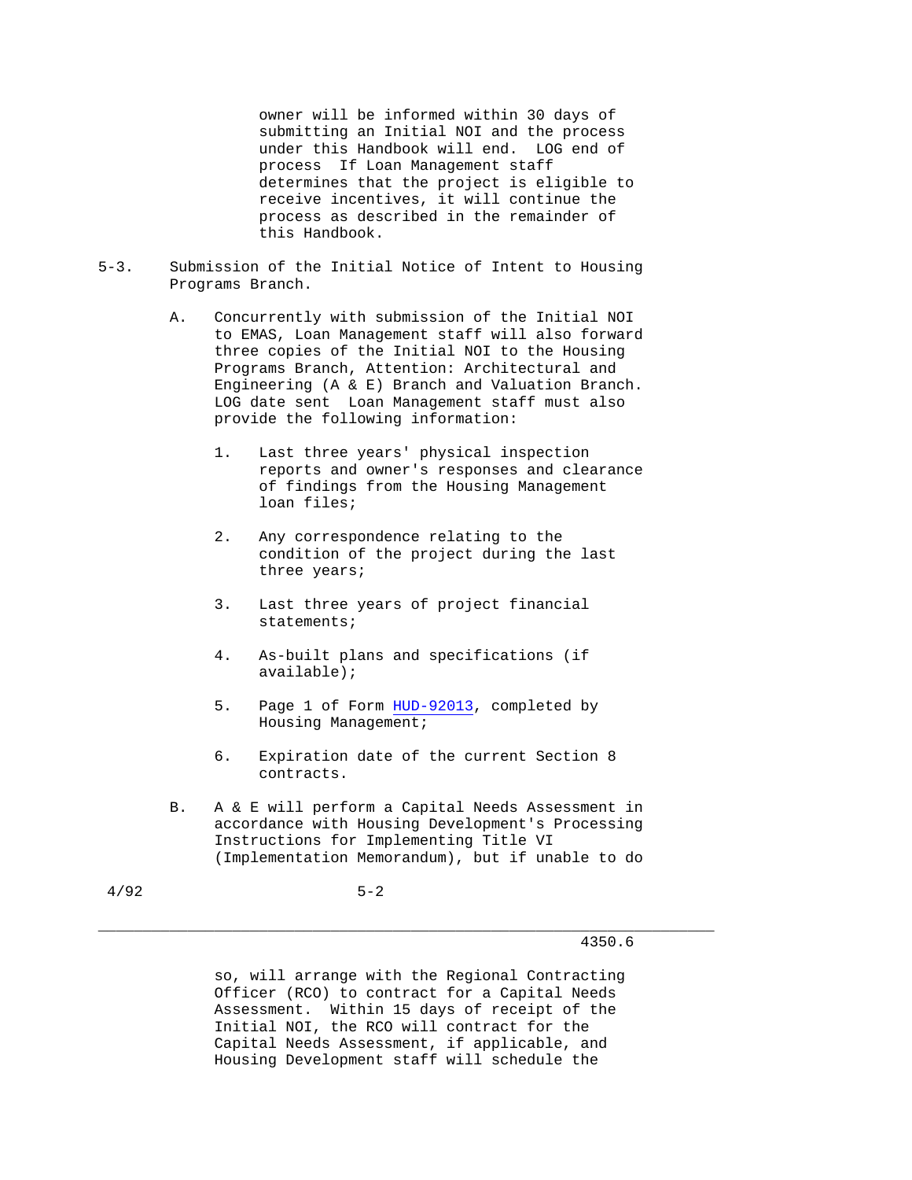owner will be informed within 30 days of submitting an Initial NOI and the process under this Handbook will end. LOG end of process If Loan Management staff determines that the project is eligible to receive incentives, it will continue the process as described in the remainder of this Handbook.

5-3. Submission of the Initial Notice of Intent to Housing Programs Branch.

A. Concurrently with submission of the Initial NOI to EMAS, Loan Management staff will also forward three copies of the Initial NOI to the Housing Programs Branch, Attention: Architectural and Engineering (A & E) Branch and Valuation Branch. LOG date sent Loan Management staff must also provide the following information:

1. Last three years' physical inspection reports and owner's responses and clearance of findings from the Housing Management loan files;

2. Any correspondence relating to the condition of the project during the last three years;

3. Last three years of project financial statements;

4. As-built plans and specifications (if available);

5. Page 1 of Form HUD-92013, completed by Housing Management;

6. Expiration date of the current Section 8 contracts.

B. A & E will perform a Capital Needs Assessment in accordance with Housing Development's Processing Instructions for Implementing Title VI (Implementation Memorandum), but if unable to do so, will arrange with the Regional Contracting Officer (RCO) to contract for a Capital Needs Assessment. Within 15 days of receipt of the Initial NOI, the RCO will contract for the Capital Needs Assessment, if applicable, and Housing Development staff will schedule the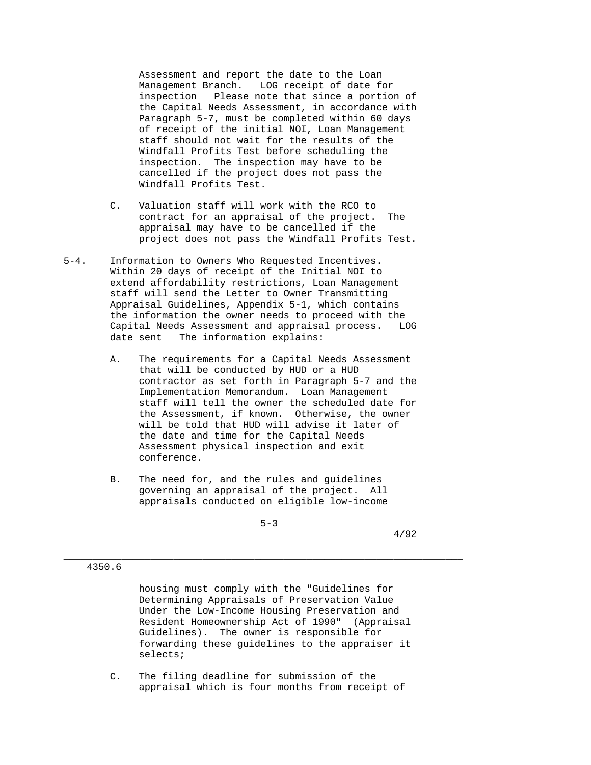Assessment and report the date to the Loan Management Branch. LOG receipt of date for inspection Please note that since a portion of the Capital Needs Assessment, in accordance with Paragraph 5-7, must be completed within 60 days of receipt of the initial NOI, Loan Management staff should not wait for the results of the Windfall Profits Test before scheduling the inspection. The inspection may have to be cancelled if the project does not pass the Windfall Profits Test.

C. Valuation staff will work with the RCO to contract for an appraisal of the project. The appraisal may have to be cancelled if the project does not pass the Windfall Profits Test.

5-4. Information to Owners Who Requested Incentives. Within 20 days of receipt of the Initial NOI to extend affordability restrictions, Loan Management staff will send the Letter to Owner Transmitting Appraisal Guidelines, Appendix 5-1, which contains the information the owner needs to proceed with the Capital Needs Assessment and appraisal process. LOG date sent The information explains:

A. The requirements for a Capital Needs Assessment that will be conducted by HUD or a HUD contractor as set forth in Paragraph 5-7 and the Implementation Memorandum. Loan Management staff will tell the owner the scheduled date for the Assessment, if known. Otherwise, the owner will be told that HUD will advise it later of the date and time for the Capital Needs Assessment physical inspection and exit conference.

B. The need for, and the rules and guidelines governing an appraisal of the project. All appraisals conducted on eligible low-income housing must comply with the "Guidelines for Determining Appraisals of Preservation Value Under the Low-Income Housing Preservation and Resident Homeownership Act of 1990" (Appraisal Guidelines). The owner is responsible for forwarding these guidelines to the appraiser it selects;

C. The filing deadline for submission of the appraisal which is four months from receipt of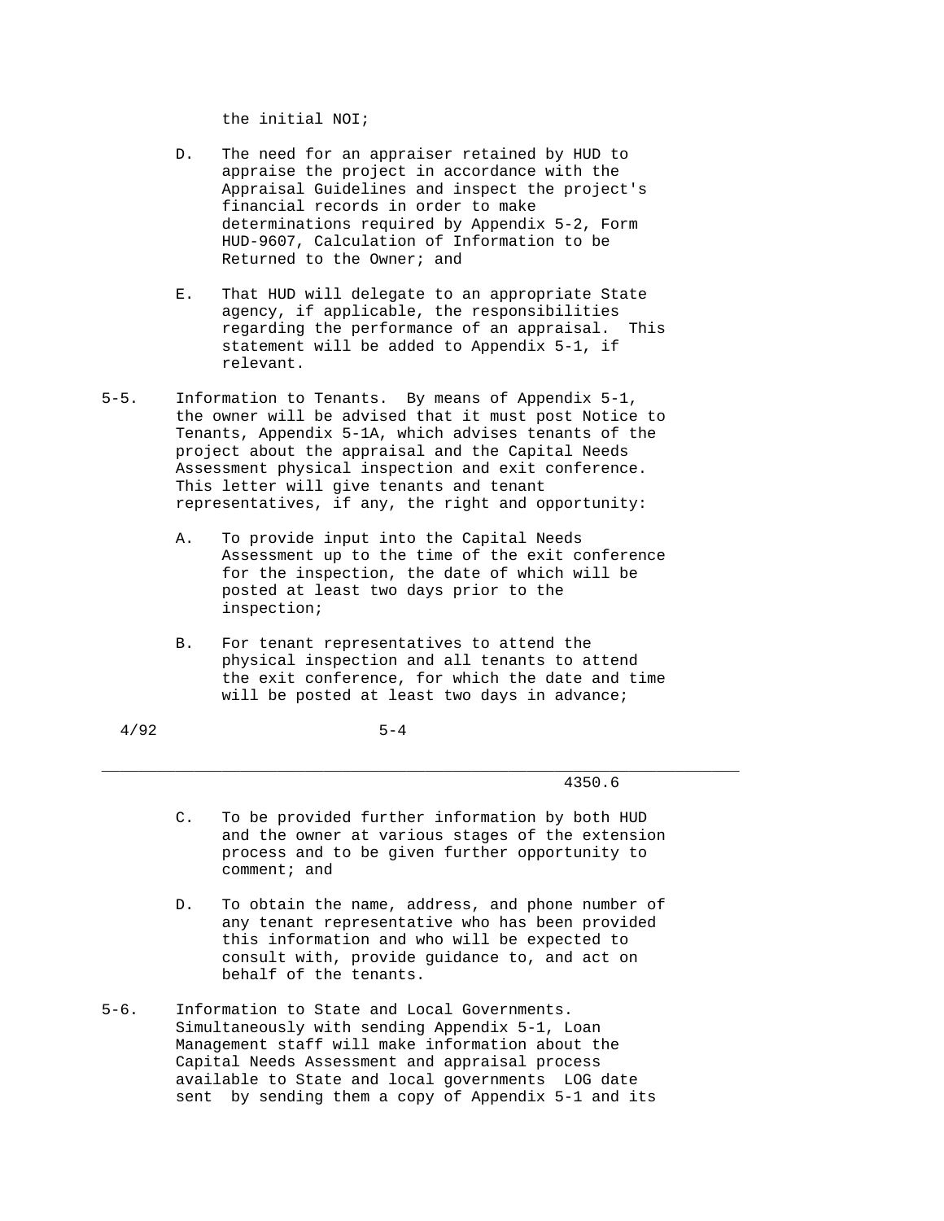the initial NOI;

D. The need for an appraiser retained by HUD to appraise the project in accordance with the Appraisal Guidelines and inspect the project's financial records in order to make determinations required by Appendix 5-2, Form HUD-9607, Calculation of Information to be Returned to the Owner; and

E. That HUD will delegate to an appropriate State agency, if applicable, the responsibilities regarding the performance of an appraisal. This statement will be added to Appendix 5-1, if relevant.

5-5. Information to Tenants. By means of Appendix 5-1, the owner will be advised that it must post Notice to Tenants, Appendix 5-1A, which advises tenants of the project about the appraisal and the Capital Needs Assessment physical inspection and exit conference. This letter will give tenants and tenant representatives, if any, the right and opportunity:

A. To provide input into the Capital Needs Assessment up to the time of the exit conference for the inspection, the date of which will be posted at least two days prior to the inspection;

B. For tenant representatives to attend the physical inspection and all tenants to attend the exit conference, for which the date and time will be posted at least two days in advance;

C. To be provided further information by both HUD and the owner at various stages of the extension process and to be given further opportunity to comment; and

D. To obtain the name, address, and phone number of any tenant representative who has been provided this information and who will be expected to consult with, provide guidance to, and act on behalf of the tenants.

5-6. Information to State and Local Governments. Simultaneously with sending Appendix 5-1, Loan Management staff will make information about the Capital Needs Assessment and appraisal process available to State and local governments LOG date sent by sending them a copy of Appendix 5-1 and its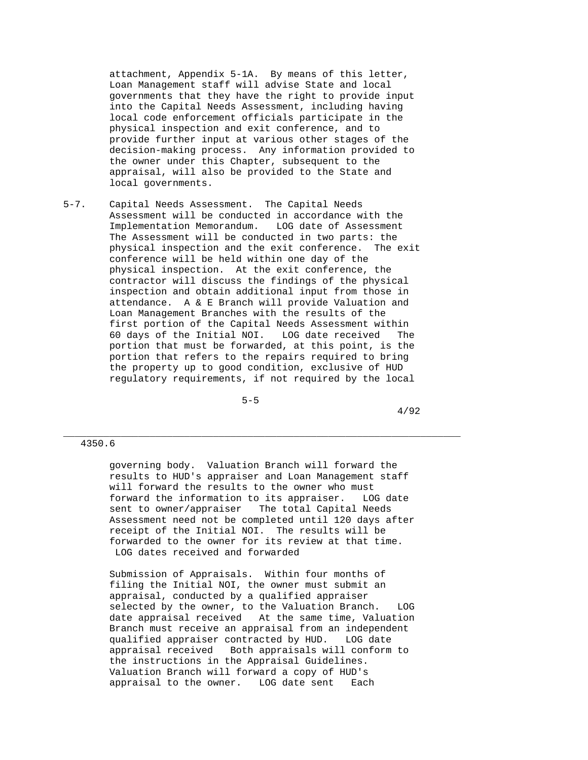attachment, Appendix 5-1A. By means of this letter, Loan Management staff will advise State and local governments that they have the right to provide input into the Capital Needs Assessment, including having local code enforcement officials participate in the physical inspection and exit conference, and to provide further input at various other stages of the decision-making process. Any information provided to the owner under this Chapter, subsequent to the appraisal, will also be provided to the State and local governments.

5-7. Capital Needs Assessment. The Capital Needs Assessment will be conducted in accordance with the Implementation Memorandum. LOG date of Assessment The Assessment will be conducted in two parts: the physical inspection and the exit conference. The exit conference will be held within one day of the physical inspection. At the exit conference, the contractor will discuss the findings of the physical inspection and obtain additional input from those in attendance. A & E Branch will provide Valuation and Loan Management Branches with the results of the first portion of the Capital Needs Assessment within 60 days of the Initial NOI. LOG date received The portion that must be forwarded, at this point, is the portion that refers to the repairs required to bring the property up to good condition, exclusive of HUD regulatory requirements, if not required by the local governing body. Valuation Branch will forward the results to HUD's appraiser and Loan Management staff will forward the results to the owner who must forward the information to its appraiser. LOG date sent to owner/appraiser The total Capital Needs Assessment need not be completed until 120 days after receipt of the Initial NOI. The results will be forwarded to the owner for its review at that time. LOG dates received and forwarded

Submission of Appraisals. Within four months of filing the Initial NOI, the owner must submit an appraisal, conducted by a qualified appraiser selected by the owner, to the Valuation Branch. LOG date appraisal received At the same time, Valuation Branch must receive an appraisal from an independent qualified appraiser contracted by HUD. LOG date appraisal received Both appraisals will conform to the instructions in the Appraisal Guidelines. Valuation Branch will forward a copy of HUD's appraisal to the owner. LOG date sent Each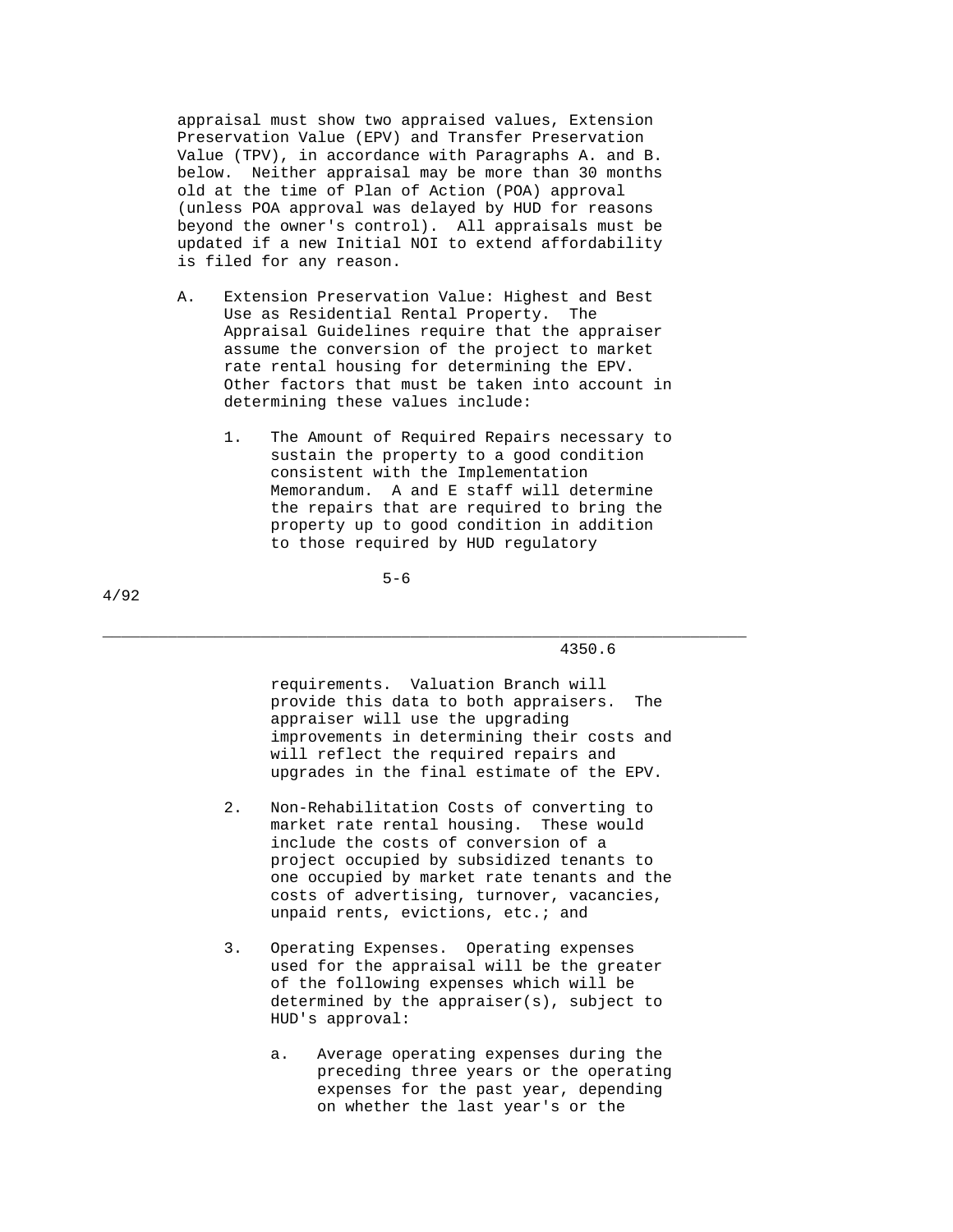appraisal must show two appraised values, Extension Preservation Value (EPV) and Transfer Preservation Value (TPV), in accordance with Paragraphs A. and B. below. Neither appraisal may be more than 30 months old at the time of Plan of Action (POA) approval (unless POA approval was delayed by HUD for reasons beyond the owner's control). All appraisals must be updated if a new Initial NOI to extend affordability is filed for any reason.

A. Extension Preservation Value: Highest and Best Use as Residential Rental Property. The Appraisal Guidelines require that the appraiser assume the conversion of the project to market rate rental housing for determining the EPV. Other factors that must be taken into account in determining these values include:

   1. The Amount of Required Repairs necessary to sustain the property to a good condition consistent with the Implementation Memorandum. A and E staff will determine the repairs that are required to bring the property up to good condition in addition to those required by HUD regulatory requirements. Valuation Branch will provide this data to both appraisers. The appraiser will use the upgrading improvements in determining their costs and will reflect the required repairs and upgrades in the final estimate of the EPV.

   2. Non-Rehabilitation Costs of converting to market rate rental housing. These would include the costs of conversion of a project occupied by subsidized tenants to one occupied by market rate tenants and the costs of advertising, turnover, vacancies, unpaid rents, evictions, etc.; and

   3. Operating Expenses. Operating expenses used for the appraisal will be the greater of the following expenses which will be determined by the appraiser(s), subject to HUD's approval:

      a. Average operating expenses during the preceding three years or the operating expenses for the past year, depending on whether the last year's or the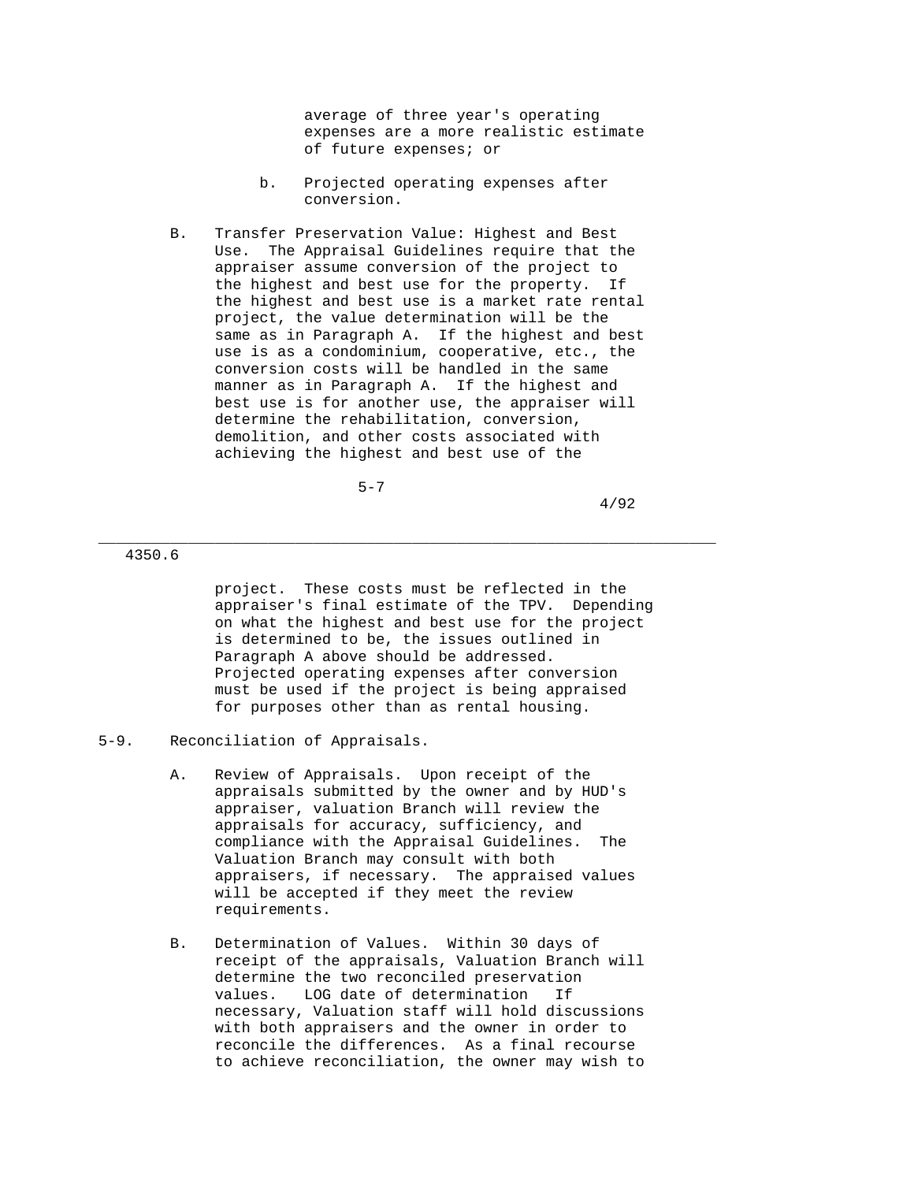average of three year's operating expenses are a more realistic estimate of future expenses; or

b. Projected operating expenses after conversion.

B. Transfer Preservation Value: Highest and Best Use. The Appraisal Guidelines require that the appraiser assume conversion of the project to the highest and best use for the property. If the highest and best use is a market rate rental project, the value determination will be the same as in Paragraph A. If the highest and best use is as a condominium, cooperative, etc., the conversion costs will be handled in the same manner as in Paragraph A. If the highest and best use is for another use, the appraiser will determine the rehabilitation, conversion, demolition, and other costs associated with achieving the highest and best use of the project. These costs must be reflected in the appraiser's final estimate of the TPV. Depending on what the highest and best use for the project is determined to be, the issues outlined in Paragraph A above should be addressed. Projected operating expenses after conversion must be used if the project is being appraised for purposes other than as rental housing.

5-9. Reconciliation of Appraisals.

A. Review of Appraisals. Upon receipt of the appraisals submitted by the owner and by HUD's appraiser, Valuation Branch will review the appraisals for accuracy, sufficiency, and compliance with the Appraisal Guidelines. The Valuation Branch may consult with both appraisers, if necessary. The appraised values will be accepted if they meet the review requirements.

B. Determination of Values. Within 30 days of receipt of the appraisals, Valuation Branch will determine the two reconciled preservation values. LOG date of determination If necessary, Valuation staff will hold discussions with both appraisers and the owner in order to reconcile the differences. As a final recourse to achieve reconciliation, the owner may wish to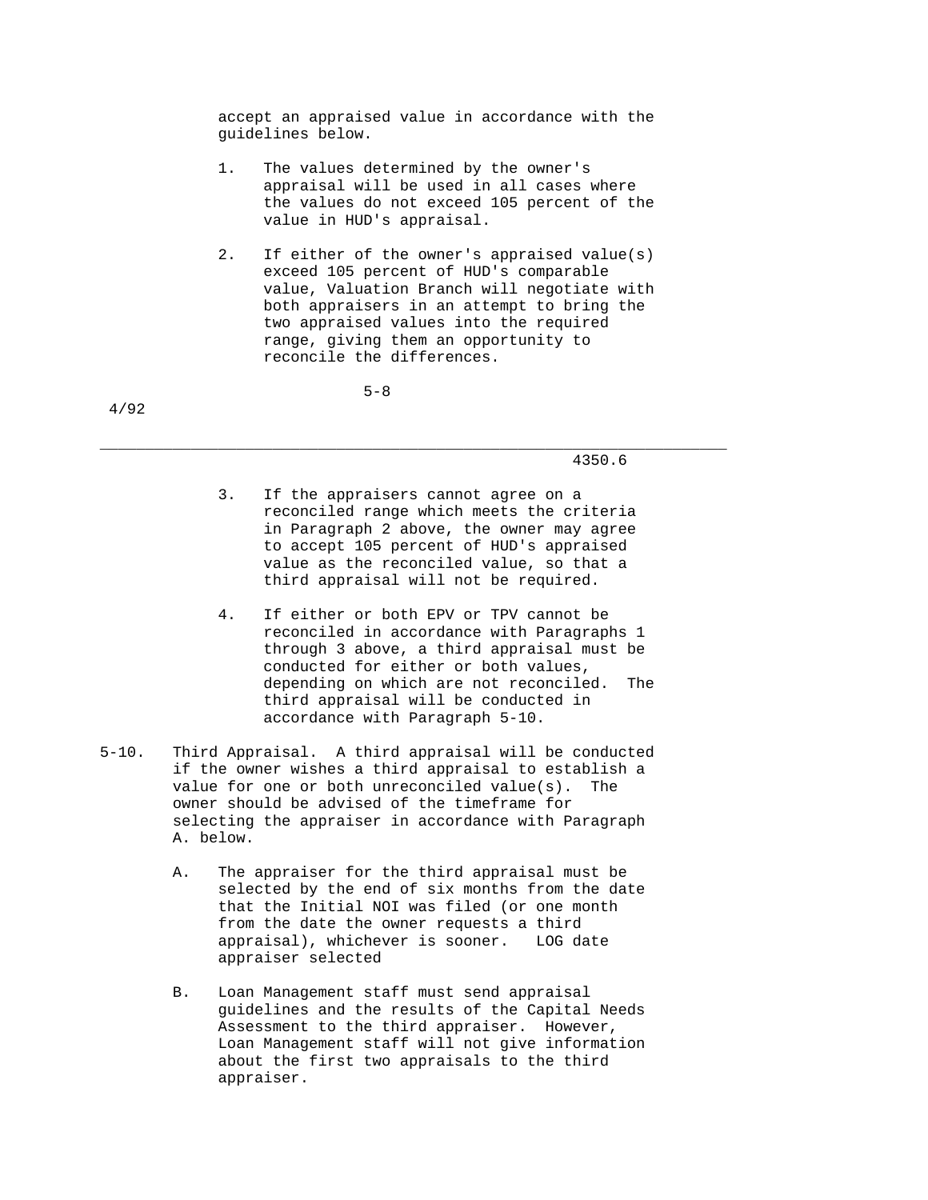accept an appraised value in accordance with the guidelines below.

1. The values determined by the owner's appraisal will be used in all cases where the values do not exceed 105 percent of the value in HUD's appraisal.

2. If either of the owner's appraised value(s) exceed 105 percent of HUD's comparable value, Valuation Branch will negotiate with both appraisers in an attempt to bring the two appraised values into the required range, giving them an opportunity to reconcile the differences.

3. If the appraisers cannot agree on a reconciled range which meets the criteria in Paragraph 2 above, the owner may agree to accept 105 percent of HUD's appraised value as the reconciled value, so that a third appraisal will not be required.

4. If either or both EPV or TPV cannot be reconciled in accordance with Paragraphs 1 through 3 above, a third appraisal must be conducted for either or both values, depending on which are not reconciled. The third appraisal will be conducted in accordance with Paragraph 5-10.

5-10. Third Appraisal. A third appraisal will be conducted if the owner wishes a third appraisal to establish a value for one or both unreconciled value(s). The owner should be advised of the timeframe for selecting the appraiser in accordance with Paragraph A. below.

A. The appraiser for the third appraisal must be selected by the end of six months from the date that the Initial NOI was filed (or one month from the date the owner requests a third appraisal), whichever is sooner. LOG date appraiser selected

B. Loan Management staff must send appraisal guidelines and the results of the Capital Needs Assessment to the third appraiser. However, Loan Management staff will not give information about the first two appraisals to the third appraiser.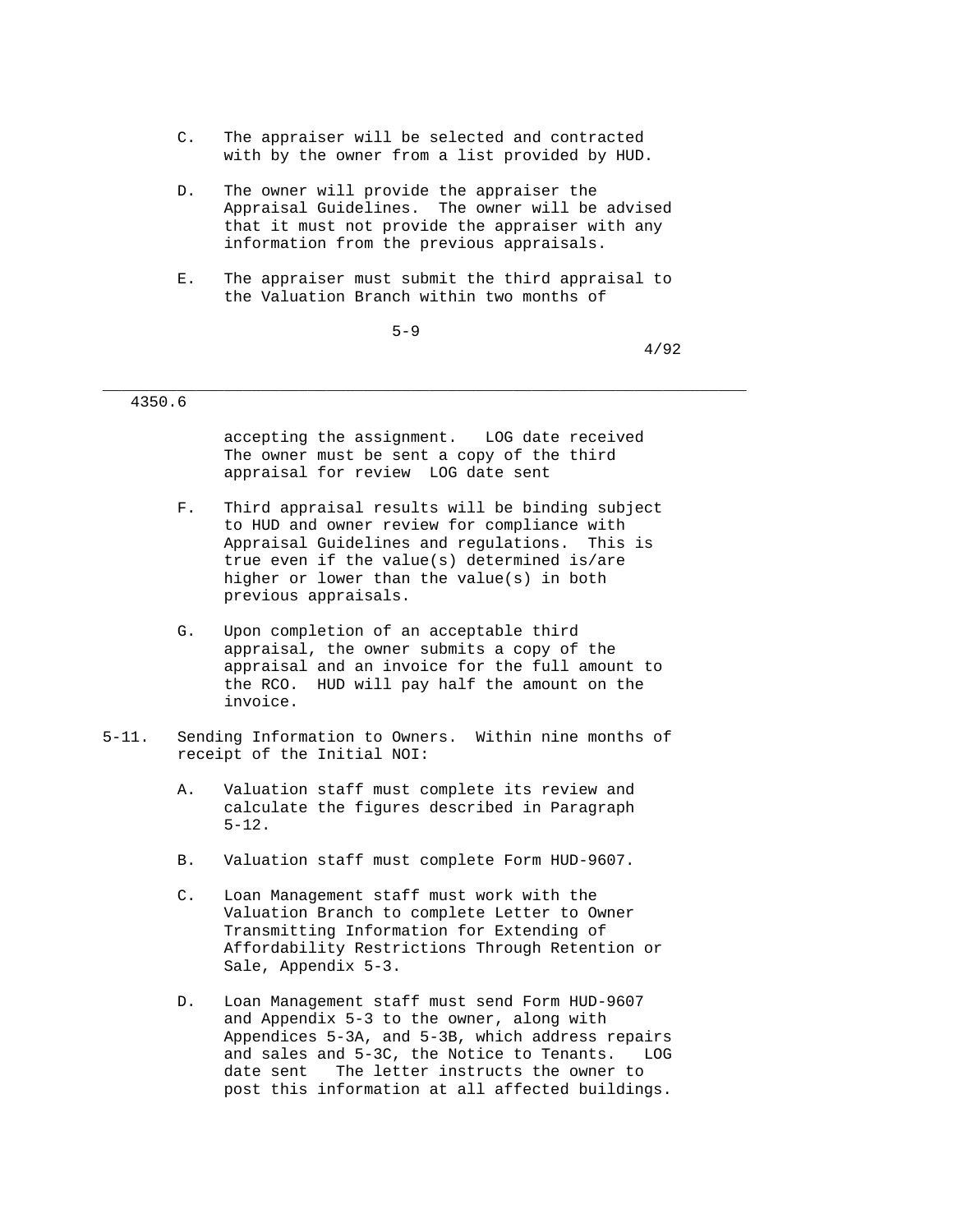C. The appraiser will be selected and contracted with by the owner from a list provided by HUD.

D. The owner will provide the appraiser the Appraisal Guidelines. The owner will be advised that it must not provide the appraiser with any information from the previous appraisals.

E. The appraiser must submit the third appraisal to the Valuation Branch within two months of accepting the assignment. LOG date received The owner must be sent a copy of the third appraisal for review LOG date sent

F. Third appraisal results will be binding subject to HUD and owner review for compliance with Appraisal Guidelines and regulations. This is true even if the value(s) determined is/are higher or lower than the value(s) in both previous appraisals.

G. Upon completion of an acceptable third appraisal, the owner submits a copy of the appraisal and an invoice for the full amount to the RCO. HUD will pay half the amount on the invoice.

5-11. Sending Information to Owners. Within nine months of receipt of the Initial NOI:

A. Valuation staff must complete its review and calculate the figures described in Paragraph 5-12.

B. Valuation staff must complete Form HUD-9607.

C. Loan Management staff must work with the Valuation Branch to complete Letter to Owner Transmitting Information for Extending of Affordability Restrictions Through Retention or Sale, Appendix 5-3.

D. Loan Management staff must send Form HUD-9607 and Appendix 5-3 to the owner, along with Appendices 5-3A, and 5-3B, which address repairs and sales and 5-3C, the Notice to Tenants. LOG date sent The letter instructs the owner to post this information at all affected buildings.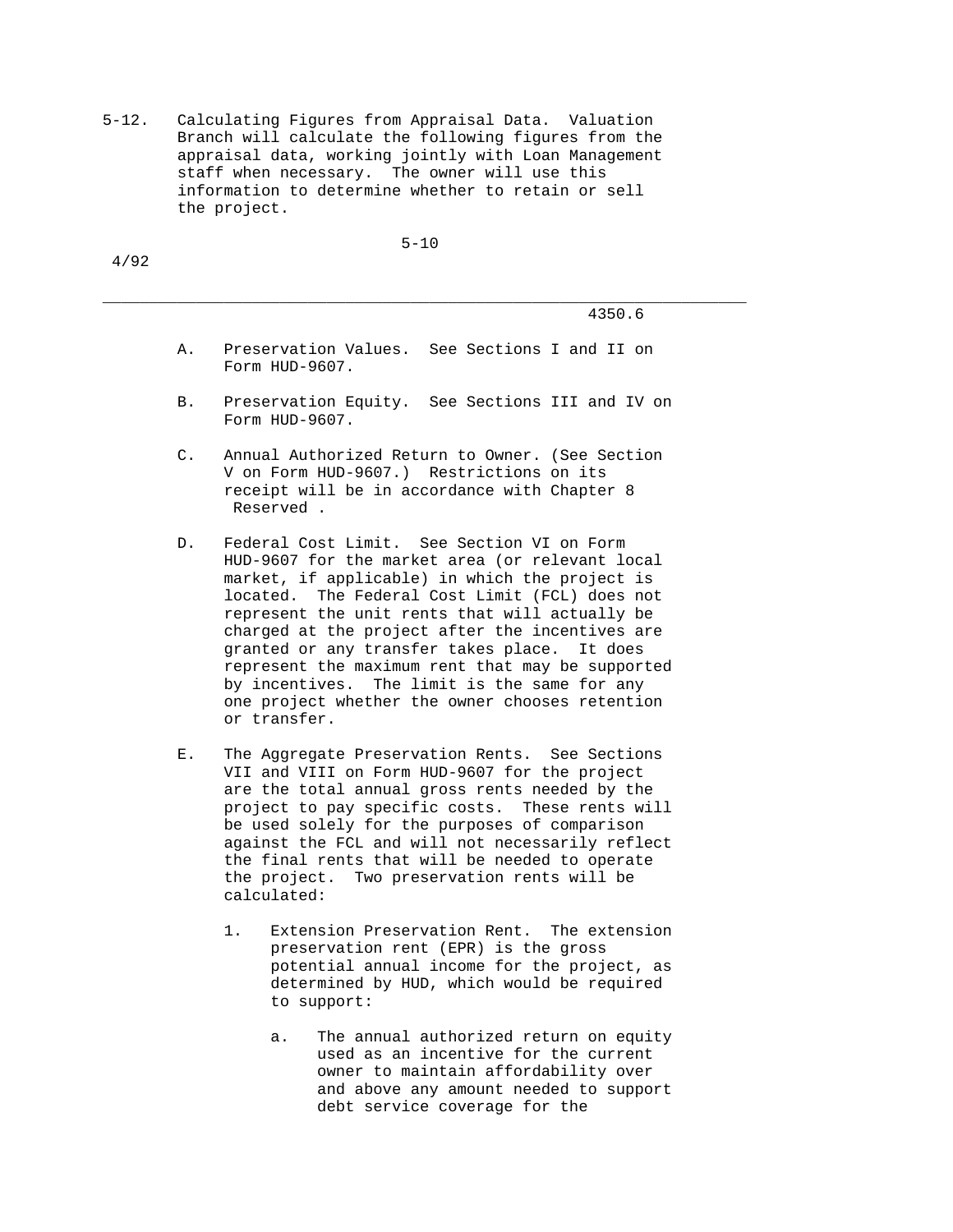5-12. Calculating Figures from Appraisal Data. Valuation Branch will calculate the following figures from the appraisal data, working jointly with Loan Management staff when necessary. The owner will use this information to determine whether to retain or sell the project.

A. Preservation Values. See Sections I and II on Form HUD-9607.

B. Preservation Equity. See Sections III and IV on Form HUD-9607.

C. Annual Authorized Return to Owner. (See Section V on Form HUD-9607.) Restrictions on its receipt will be in accordance with Chapter 8 Reserved .

D. Federal Cost Limit. See Section VI on Form HUD-9607 for the market area (or relevant local market, if applicable) in which the project is located. The Federal Cost Limit (FCL) does not represent the unit rents that will actually be charged at the project after the incentives are granted or any transfer takes place. It does represent the maximum rent that may be supported by incentives. The limit is the same for any one project whether the owner chooses retention or transfer.

E. The Aggregate Preservation Rents. See Sections VII and VIII on Form HUD-9607 for the project are the total annual gross rents needed by the project to pay specific costs. These rents will be used solely for the purposes of comparison against the FCL and will not necessarily reflect the final rents that will be needed to operate the project. Two preservation rents will be calculated:

   1. Extension Preservation Rent. The extension preservation rent (EPR) is the gross potential annual income for the project, as determined by HUD, which would be required to support:

      a. The annual authorized return on equity used as an incentive for the current owner to maintain affordability over and above any amount needed to support debt service coverage for the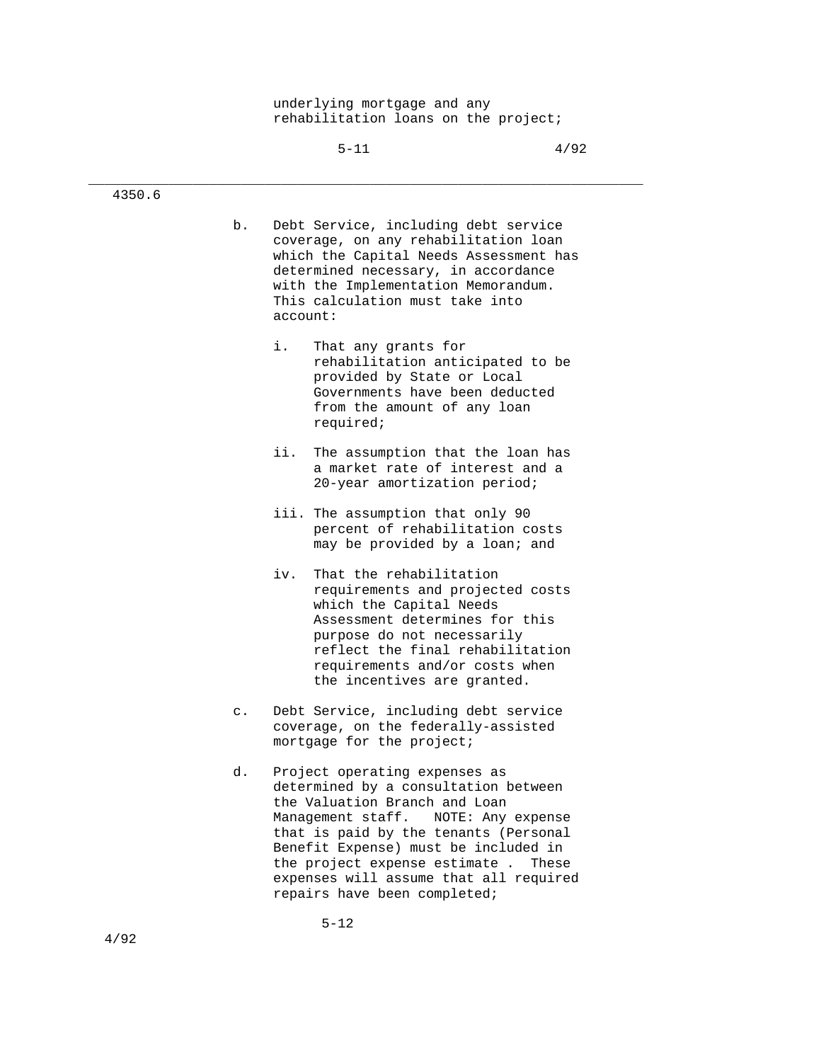underlying mortgage and any rehabilitation loans on the project;

b. Debt Service, including debt service coverage, on any rehabilitation loan which the Capital Needs Assessment has determined necessary, in accordance with the Implementation Memorandum. This calculation must take into account:

   i. That any grants for rehabilitation anticipated to be provided by State or Local Governments have been deducted from the amount of any loan required;

   ii. The assumption that the loan has a market rate of interest and a 20-year amortization period;

   iii. The assumption that only 90 percent of rehabilitation costs may be provided by a loan; and

   iv. That the rehabilitation requirements and projected costs which the Capital Needs Assessment determines for this purpose do not necessarily reflect the final rehabilitation requirements and/or costs when the incentives are granted.

c. Debt Service, including debt service coverage, on the federally-assisted mortgage for the project;

d. Project operating expenses as determined by a consultation between the Valuation Branch and Loan Management staff. NOTE: Any expense that is paid by the tenants (Personal Benefit Expense) must be included in the project expense estimate . These expenses will assume that all required repairs have been completed;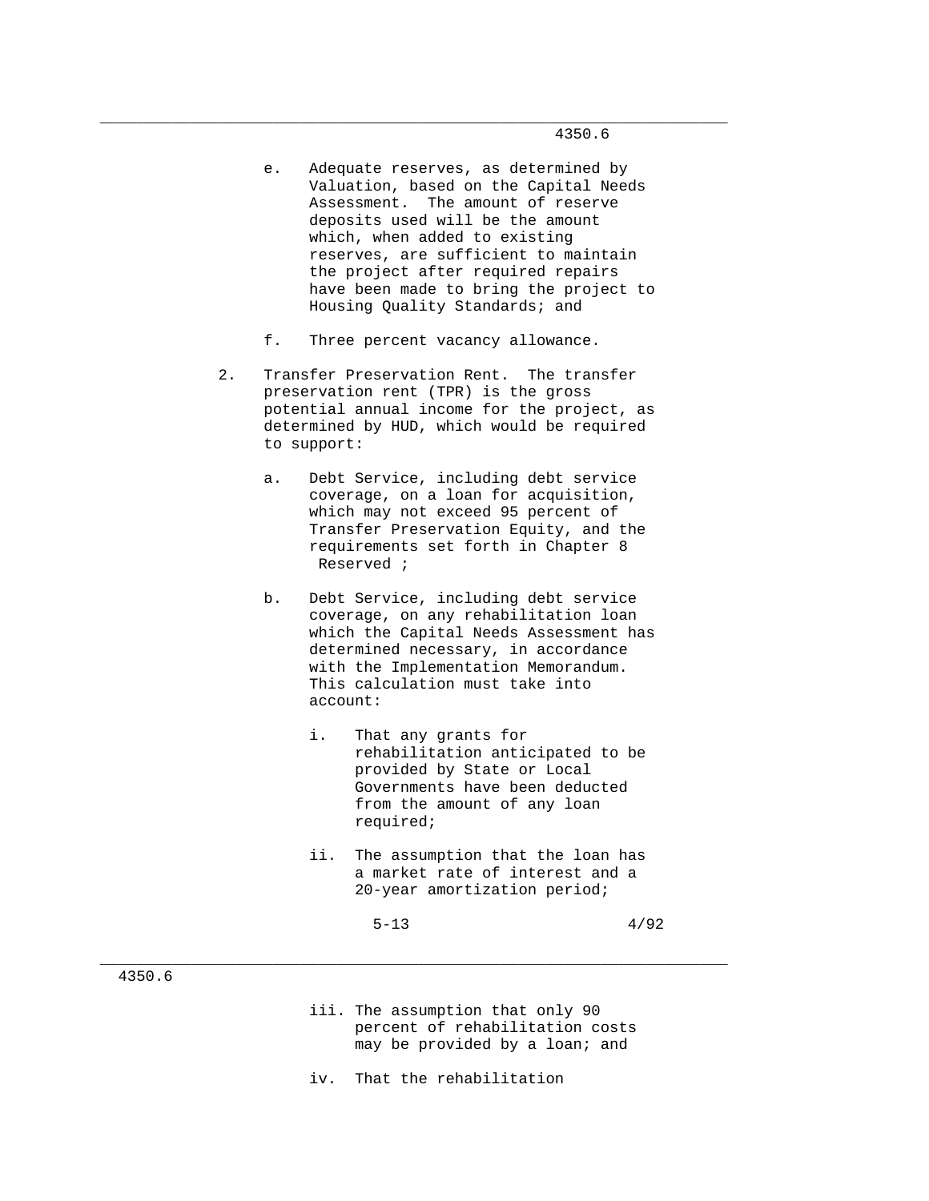e. Adequate reserves, as determined by Valuation, based on the Capital Needs Assessment. The amount of reserve deposits used will be the amount which, when added to existing reserves, are sufficient to maintain the project after required repairs have been made to bring the project to Housing Quality Standards; and

f. Three percent vacancy allowance.

2. Transfer Preservation Rent. The transfer preservation rent (TPR) is the gross potential annual income for the project, as determined by HUD, which would be required to support:

   a. Debt Service, including debt service coverage, on a loan for acquisition, which may not exceed 95 percent of Transfer Preservation Equity, and the requirements set forth in Chapter 8 Reserved ;

   b. Debt Service, including debt service coverage, on any rehabilitation loan which the Capital Needs Assessment has determined necessary, in accordance with the Implementation Memorandum. This calculation must take into account:

      i. That any grants for rehabilitation anticipated to be provided by State or Local Governments have been deducted from the amount of any loan required;

      ii. The assumption that the loan has a market rate of interest and a 20-year amortization period;

      iii. The assumption that only 90 percent of rehabilitation costs may be provided by a loan; and

      iv. That the rehabilitation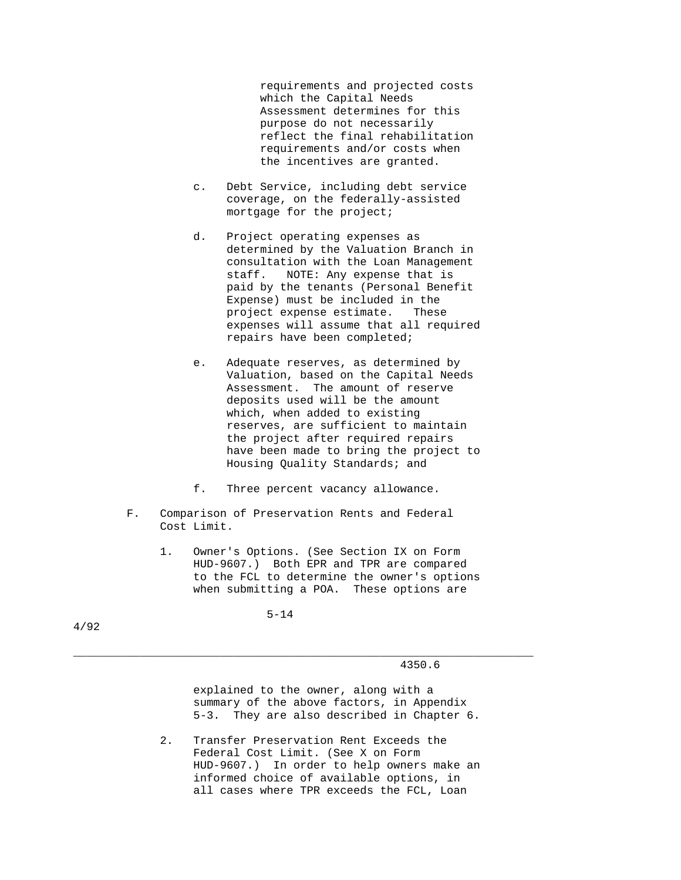requirements and projected costs which the Capital Needs Assessment determines for this purpose do not necessarily reflect the final rehabilitation requirements and/or costs when the incentives are granted.

c. Debt Service, including debt service coverage, on the federally-assisted mortgage for the project;

d. Project operating expenses as determined by the Valuation Branch in consultation with the Loan Management staff. NOTE: Any expense that is paid by the tenants (Personal Benefit Expense) must be included in the project expense estimate. These expenses will assume that all required repairs have been completed;

e. Adequate reserves, as determined by Valuation, based on the Capital Needs Assessment. The amount of reserve deposits used will be the amount which, when added to existing reserves, are sufficient to maintain the project after required repairs have been made to bring the project to Housing Quality Standards; and

f. Three percent vacancy allowance.

F. Comparison of Preservation Rents and Federal Cost Limit.

1. Owner's Options. (See Section IX on Form HUD-9607.) Both EPR and TPR are compared to the FCL to determine the owner's options when submitting a POA. These options are explained to the owner, along with a summary of the above factors, in Appendix 5-3. They are also described in Chapter 6.

2. Transfer Preservation Rent Exceeds the Federal Cost Limit. (See X on Form HUD-9607.) In order to help owners make an informed choice of available options, in all cases where TPR exceeds the FCL, Loan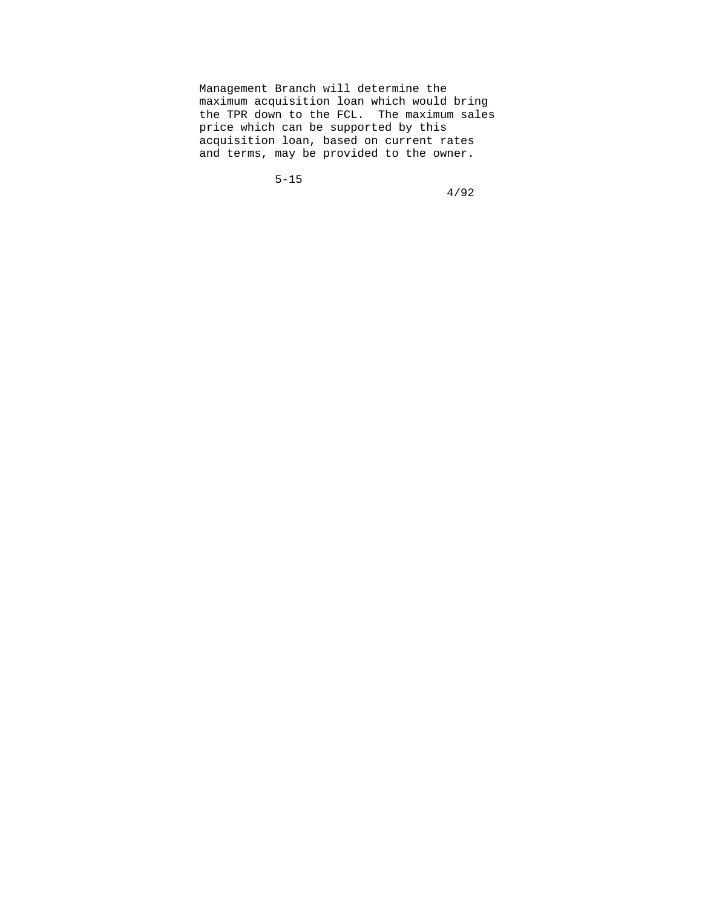Management Branch will determine the maximum acquisition loan which would bring the TPR down to the FCL. The maximum sales price which can be supported by this acquisition loan, based on current rates and terms, may be provided to the owner.